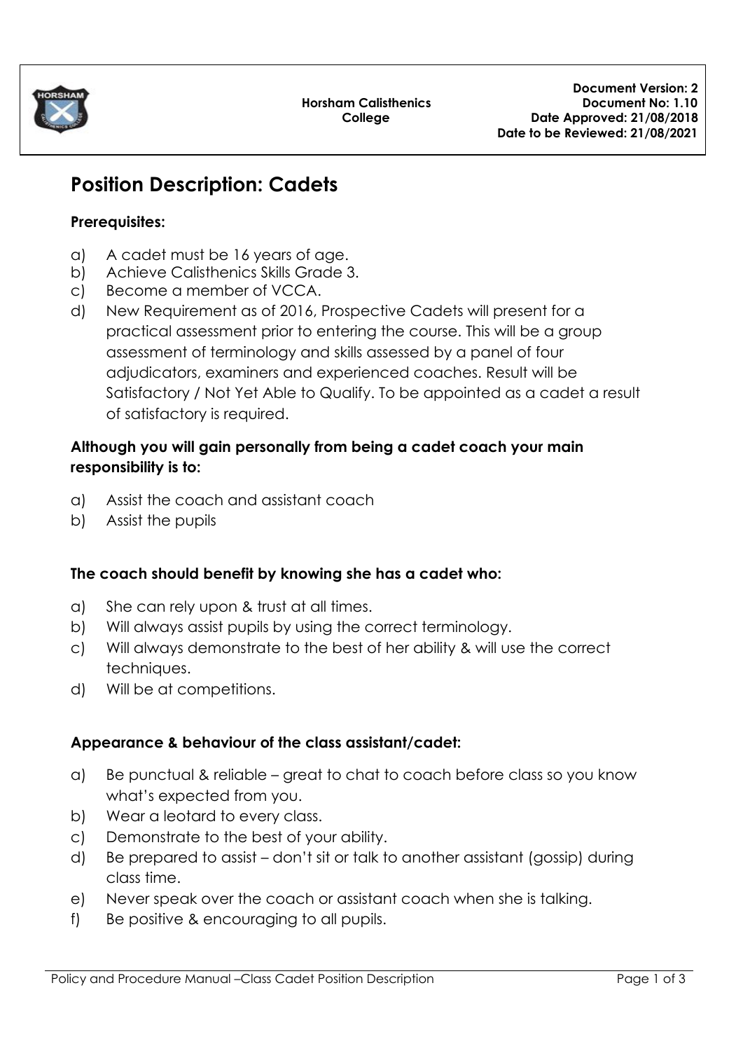Horsham Calisthenics College

**Document Version: 2**
**Document No: 1.10**
**Date Approved: 21/08/2018**
**Date to be Reviewed: 21/08/2021**

# Position Description: Cadets

**Prerequisites:**

a) A cadet must be 16 years of age.
b) Achieve Calisthenics Skills Grade 3.
c) Become a member of VCCA.
d) New Requirement as of 2016, Prospective Cadets will present for a practical assessment prior to entering the course. This will be a group assessment of terminology and skills assessed by a panel of four adjudicators, examiners and experienced coaches. Result will be Satisfactory / Not Yet Able to Qualify. To be appointed as a cadet a result of satisfactory is required.

**Although you will gain personally from being a cadet coach your main responsibility is to:**

a) Assist the coach and assistant coach
b) Assist the pupils

**The coach should benefit by knowing she has a cadet who:**

a) She can rely upon & trust at all times.
b) Will always assist pupils by using the correct terminology.
c) Will always demonstrate to the best of her ability & will use the correct techniques.
d) Will be at competitions.

**Appearance & behaviour of the class assistant/cadet:**

a) Be punctual & reliable – great to chat to coach before class so you know what's expected from you.
b) Wear a leotard to every class.
c) Demonstrate to the best of your ability.
d) Be prepared to assist – don't sit or talk to another assistant (gossip) during class time.
e) Never speak over the coach or assistant coach when she is talking.
f) Be positive & encouraging to all pupils.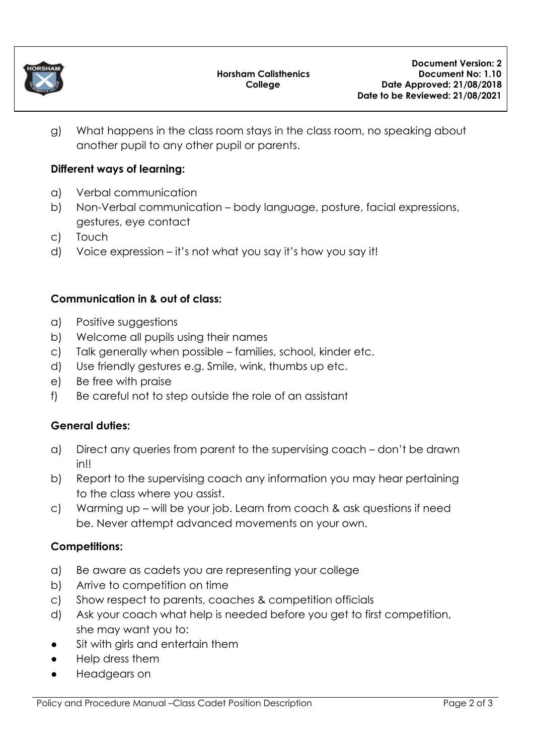g) What happens in the class room stays in the class room, no speaking about another pupil to any other pupil or parents.

**Different ways of learning:**

a) Verbal communication
b) Non-Verbal communication – body language, posture, facial expressions, gestures, eye contact
c) Touch
d) Voice expression – it's not what you say it's how you say it!

**Communication in & out of class:**

a) Positive suggestions
b) Welcome all pupils using their names
c) Talk generally when possible – families, school, kinder etc.
d) Use friendly gestures e.g. Smile, wink, thumbs up etc.
e) Be free with praise
f) Be careful not to step outside the role of an assistant

**General duties:**

a) Direct any queries from parent to the supervising coach – don't be drawn in!!
b) Report to the supervising coach any information you may hear pertaining to the class where you assist.
c) Warming up – will be your job. Learn from coach & ask questions if need be. Never attempt advanced movements on your own.

**Competitions:**

a) Be aware as cadets you are representing your college
b) Arrive to competition on time
c) Show respect to parents, coaches & competition officials
d) Ask your coach what help is needed before you get to first competition, she may want you to:

- Sit with girls and entertain them
- Help dress them
- Headgears on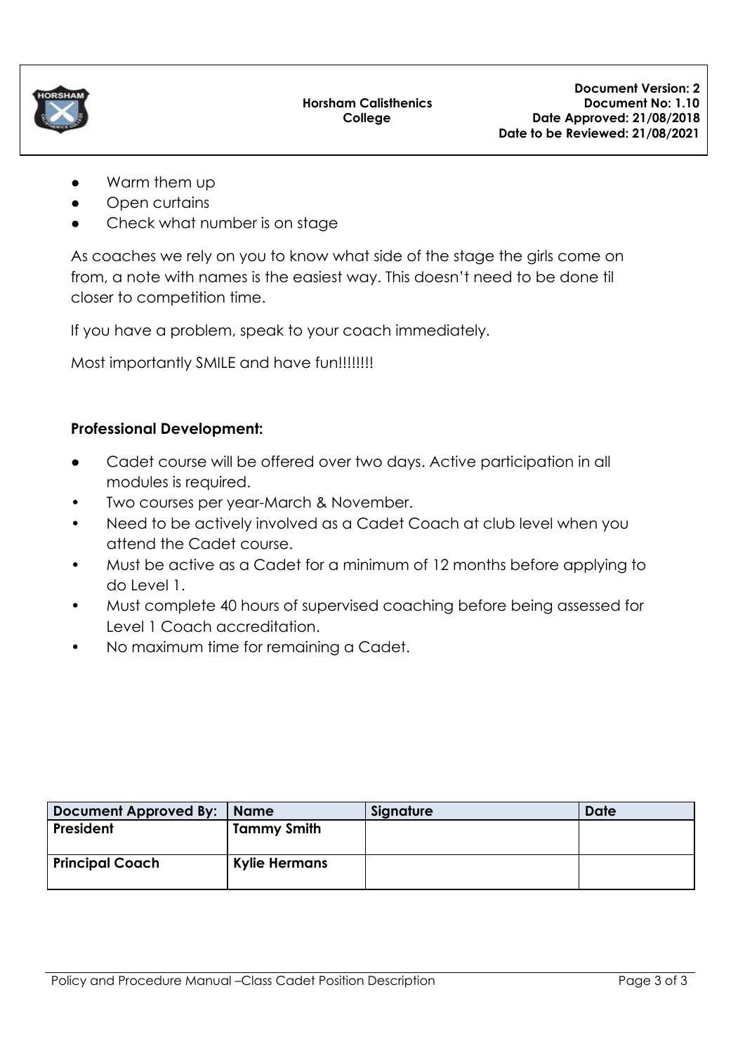- Warm them up
- Open curtains
- Check what number is on stage

As coaches we rely on you to know what side of the stage the girls come on from, a note with names is the easiest way. This doesn't need to be done til closer to competition time.

If you have a problem, speak to your coach immediately.

Most importantly SMILE and have fun!!!!!!!!

**Professional Development:**

- Cadet course will be offered over two days. Active participation in all modules is required.
- Two courses per year-March & November.
- Need to be actively involved as a Cadet Coach at club level when you attend the Cadet course.
- Must be active as a Cadet for a minimum of 12 months before applying to do Level 1.
- Must complete 40 hours of supervised coaching before being assessed for Level 1 Coach accreditation.
- No maximum time for remaining a Cadet.

| Document Approved By: | Name | Signature | Date |
|---|---|---|---|
| President | Tammy Smith | | |
| Principal Coach | Kylie Hermans | | |